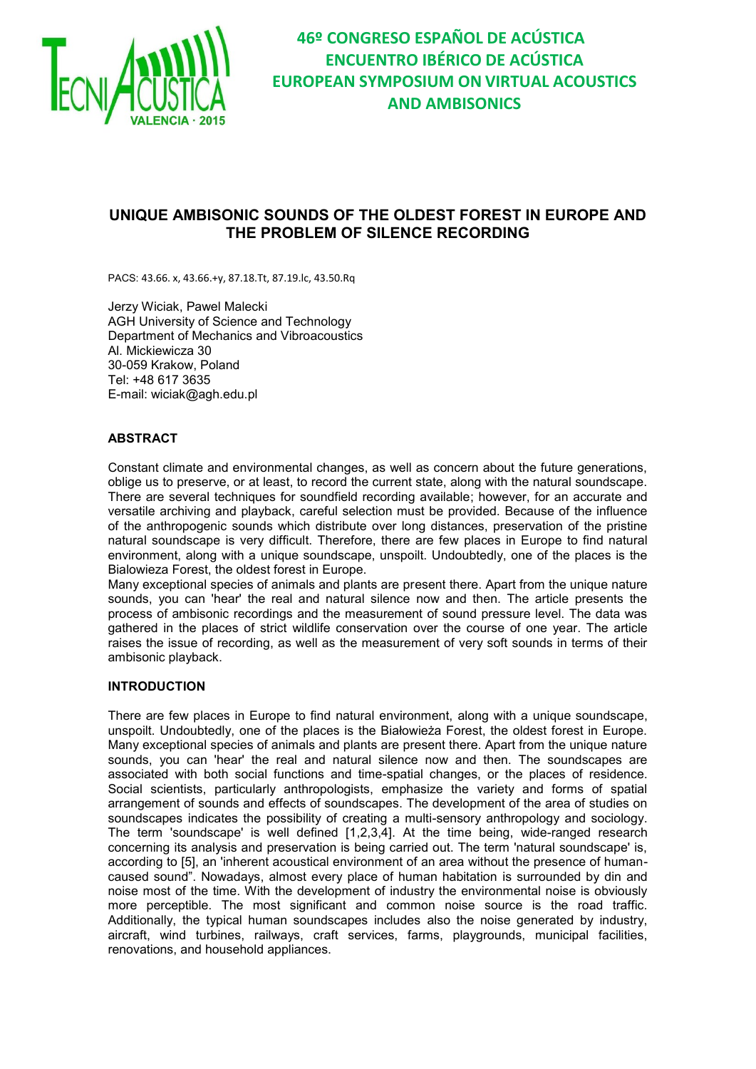# 46º CONGRESO ESPAÑOL DE ACÚSTICA
# ENCUENTRO IBÉRICO DE ACÚSTICA
# EUROPEAN SYMPOSIUM ON VIRTUAL ACOUSTICS AND AMBISONICS

## UNIQUE AMBISONIC SOUNDS OF THE OLDEST FOREST IN EUROPE AND THE PROBLEM OF SILENCE RECORDING

PACS: 43.66. x, 43.66.+y, 87.18.Tt, 87.19.lc, 43.50.Rq

Jerzy Wiciak, Pawel Malecki
AGH University of Science and Technology
Department of Mechanics and Vibroacoustics
Al. Mickiewicza 30
30-059 Krakow, Poland
Tel: +48 617 3635
E-mail: wiciak@agh.edu.pl

### ABSTRACT

Constant climate and environmental changes, as well as concern about the future generations, oblige us to preserve, or at least, to record the current state, along with the natural soundscape. There are several techniques for soundfield recording available; however, for an accurate and versatile archiving and playback, careful selection must be provided. Because of the influence of the anthropogenic sounds which distribute over long distances, preservation of the pristine natural soundscape is very difficult. Therefore, there are few places in Europe to find natural environment, along with a unique soundscape, unspoilt. Undoubtedly, one of the places is the Bialowieza Forest, the oldest forest in Europe.
Many exceptional species of animals and plants are present there. Apart from the unique nature sounds, you can 'hear' the real and natural silence now and then. The article presents the process of ambisonic recordings and the measurement of sound pressure level. The data was gathered in the places of strict wildlife conservation over the course of one year. The article raises the issue of recording, as well as the measurement of very soft sounds in terms of their ambisonic playback.

### INTRODUCTION

There are few places in Europe to find natural environment, along with a unique soundscape, unspoilt. Undoubtedly, one of the places is the Białowieża Forest, the oldest forest in Europe. Many exceptional species of animals and plants are present there. Apart from the unique nature sounds, you can 'hear' the real and natural silence now and then. The soundscapes are associated with both social functions and time-spatial changes, or the places of residence. Social scientists, particularly anthropologists, emphasize the variety and forms of spatial arrangement of sounds and effects of soundscapes. The development of the area of studies on soundscapes indicates the possibility of creating a multi-sensory anthropology and sociology. The term 'soundscape' is well defined [1,2,3,4]. At the time being, wide-ranged research concerning its analysis and preservation is being carried out. The term 'natural soundscape' is, according to [5], an 'inherent acoustical environment of an area without the presence of human-caused sound". Nowadays, almost every place of human habitation is surrounded by din and noise most of the time. With the development of industry the environmental noise is obviously more perceptible. The most significant and common noise source is the road traffic. Additionally, the typical human soundscapes includes also the noise generated by industry, aircraft, wind turbines, railways, craft services, farms, playgrounds, municipal facilities, renovations, and household appliances.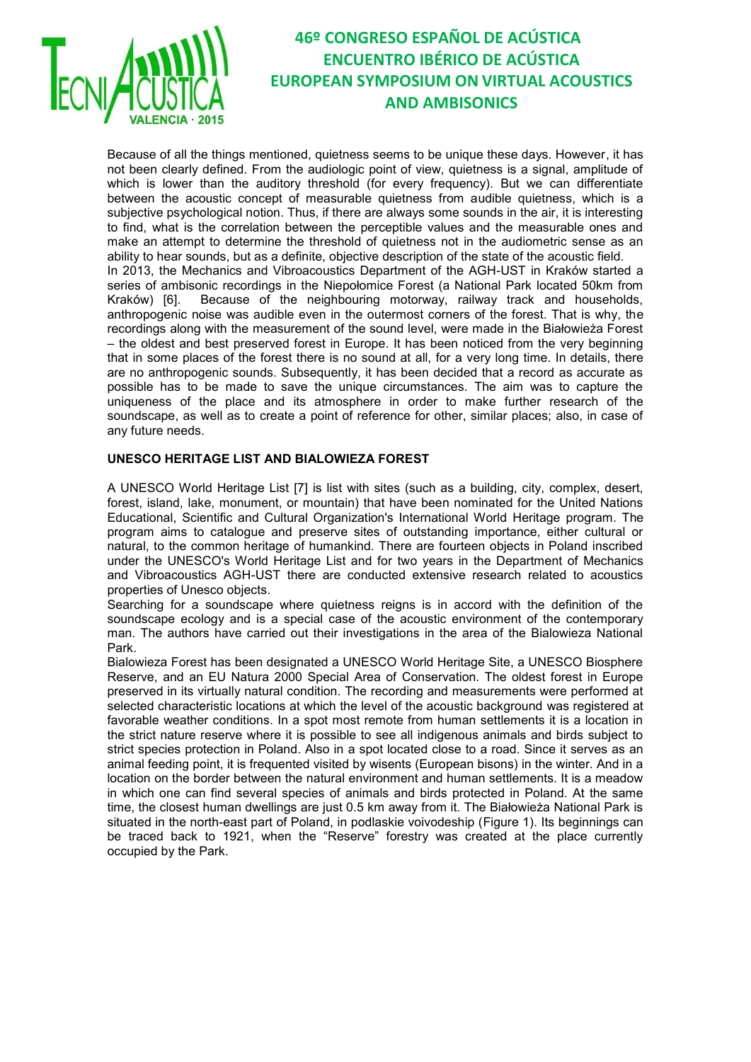Because of all the things mentioned, quietness seems to be unique these days. However, it has not been clearly defined. From the audiologic point of view, quietness is a signal, amplitude of which is lower than the auditory threshold (for every frequency). But we can differentiate between the acoustic concept of measurable quietness from audible quietness, which is a subjective psychological notion. Thus, if there are always some sounds in the air, it is interesting to find, what is the correlation between the perceptible values and the measurable ones and make an attempt to determine the threshold of quietness not in the audiometric sense as an ability to hear sounds, but as a definite, objective description of the state of the acoustic field.
In 2013, the Mechanics and Vibroacoustics Department of the AGH-UST in Kraków started a series of ambisonic recordings in the Niepołomice Forest (a National Park located 50km from Kraków) [6]. Because of the neighbouring motorway, railway track and households, anthropogenic noise was audible even in the outermost corners of the forest. That is why, the recordings along with the measurement of the sound level, were made in the Białowieża Forest – the oldest and best preserved forest in Europe. It has been noticed from the very beginning that in some places of the forest there is no sound at all, for a very long time. In details, there are no anthropogenic sounds. Subsequently, it has been decided that a record as accurate as possible has to be made to save the unique circumstances. The aim was to capture the uniqueness of the place and its atmosphere in order to make further research of the soundscape, as well as to create a point of reference for other, similar places; also, in case of any future needs.

## UNESCO HERITAGE LIST AND BIALOWIEZA FOREST

A UNESCO World Heritage List [7] is list with sites (such as a building, city, complex, desert, forest, island, lake, monument, or mountain) that have been nominated for the United Nations Educational, Scientific and Cultural Organization's International World Heritage program. The program aims to catalogue and preserve sites of outstanding importance, either cultural or natural, to the common heritage of humankind. There are fourteen objects in Poland inscribed under the UNESCO's World Heritage List and for two years in the Department of Mechanics and Vibroacoustics AGH-UST there are conducted extensive research related to acoustics properties of Unesco objects.
Searching for a soundscape where quietness reigns is in accord with the definition of the soundscape ecology and is a special case of the acoustic environment of the contemporary man. The authors have carried out their investigations in the area of the Bialowieza National Park.
Bialowieza Forest has been designated a UNESCO World Heritage Site, a UNESCO Biosphere Reserve, and an EU Natura 2000 Special Area of Conservation. The oldest forest in Europe preserved in its virtually natural condition. The recording and measurements were performed at selected characteristic locations at which the level of the acoustic background was registered at favorable weather conditions. In a spot most remote from human settlements it is a location in the strict nature reserve where it is possible to see all indigenous animals and birds subject to strict species protection in Poland. Also in a spot located close to a road. Since it serves as an animal feeding point, it is frequented visited by wisents (European bisons) in the winter. And in a location on the border between the natural environment and human settlements. It is a meadow in which one can find several species of animals and birds protected in Poland. At the same time, the closest human dwellings are just 0.5 km away from it. The Białowieża National Park is situated in the north-east part of Poland, in podlaskie voivodeship (Figure 1). Its beginnings can be traced back to 1921, when the "Reserve" forestry was created at the place currently occupied by the Park.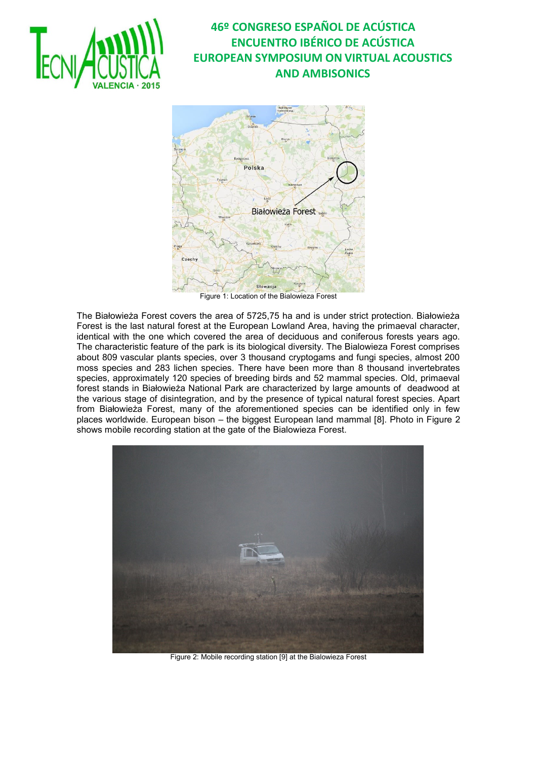Figure 1: Location of the Bialowieza Forest

The Białowieża Forest covers the area of 5725,75 ha and is under strict protection. Białowieża Forest is the last natural forest at the European Lowland Area, having the primaeval character, identical with the one which covered the area of deciduous and coniferous forests years ago. The characteristic feature of the park is its biological diversity. The Bialowieza Forest comprises about 809 vascular plants species, over 3 thousand cryptogams and fungi species, almost 200 moss species and 283 lichen species. There have been more than 8 thousand invertebrates species, approximately 120 species of breeding birds and 52 mammal species. Old, primaeval forest stands in Białowieża National Park are characterized by large amounts of deadwood at the various stage of disintegration, and by the presence of typical natural forest species. Apart from Białowieża Forest, many of the aforementioned species can be identified only in few places worldwide. European bison – the biggest European land mammal [8]. Photo in Figure 2 shows mobile recording station at the gate of the Bialowieza Forest.

Figure 2: Mobile recording station [9] at the Bialowieza Forest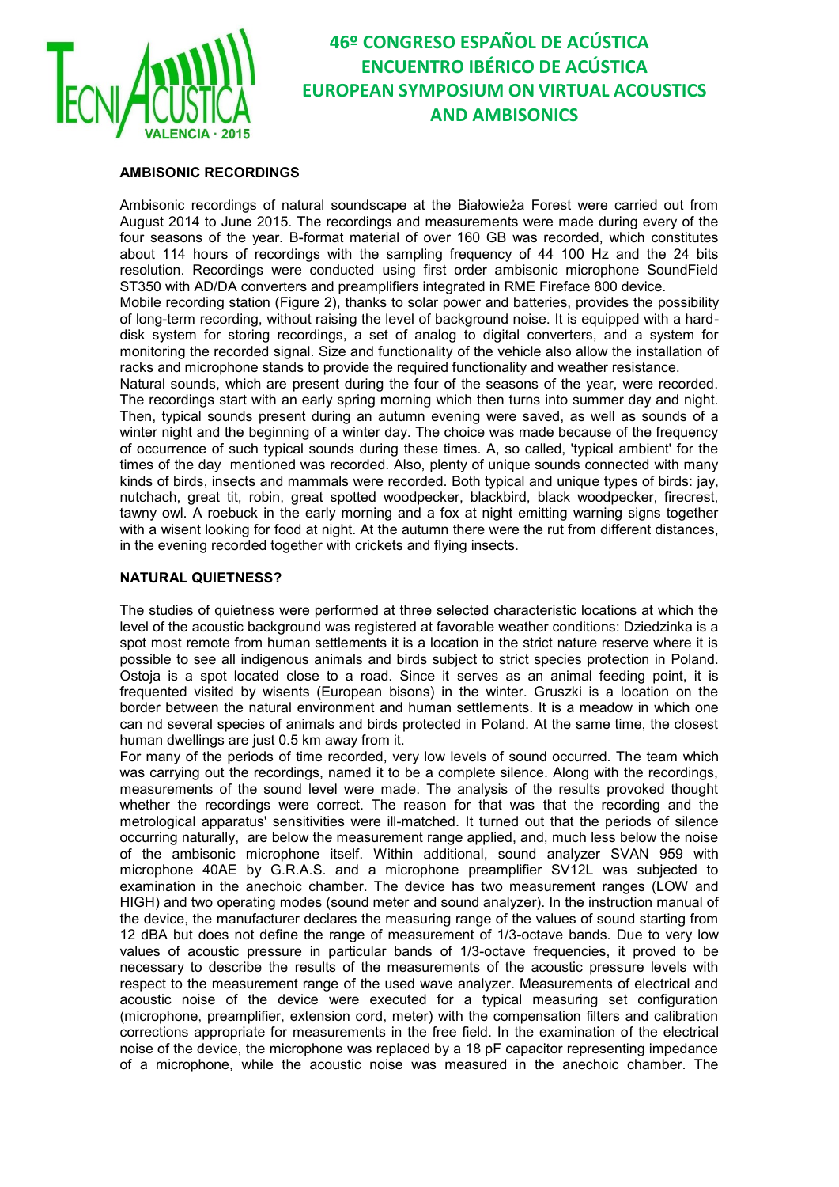### AMBISONIC RECORDINGS

Ambisonic recordings of natural soundscape at the Białowieża Forest were carried out from August 2014 to June 2015. The recordings and measurements were made during every of the four seasons of the year. B-format material of over 160 GB was recorded, which constitutes about 114 hours of recordings with the sampling frequency of 44 100 Hz and the 24 bits resolution. Recordings were conducted using first order ambisonic microphone SoundField ST350 with AD/DA converters and preamplifiers integrated in RME Fireface 800 device.

Mobile recording station (Figure 2), thanks to solar power and batteries, provides the possibility of long-term recording, without raising the level of background noise. It is equipped with a hard-disk system for storing recordings, a set of analog to digital converters, and a system for monitoring the recorded signal. Size and functionality of the vehicle also allow the installation of racks and microphone stands to provide the required functionality and weather resistance.

Natural sounds, which are present during the four of the seasons of the year, were recorded. The recordings start with an early spring morning which then turns into summer day and night. Then, typical sounds present during an autumn evening were saved, as well as sounds of a winter night and the beginning of a winter day. The choice was made because of the frequency of occurrence of such typical sounds during these times. A, so called, 'typical ambient' for the times of the day mentioned was recorded. Also, plenty of unique sounds connected with many kinds of birds, insects and mammals were recorded. Both typical and unique types of birds: jay, nutchach, great tit, robin, great spotted woodpecker, blackbird, black woodpecker, firecrest, tawny owl. A roebuck in the early morning and a fox at night emitting warning signs together with a wisent looking for food at night. At the autumn there were the rut from different distances, in the evening recorded together with crickets and flying insects.

### NATURAL QUIETNESS?

The studies of quietness were performed at three selected characteristic locations at which the level of the acoustic background was registered at favorable weather conditions: Dziedzinka is a spot most remote from human settlements it is a location in the strict nature reserve where it is possible to see all indigenous animals and birds subject to strict species protection in Poland. Ostoja is a spot located close to a road. Since it serves as an animal feeding point, it is frequented visited by wisents (European bisons) in the winter. Gruszki is a location on the border between the natural environment and human settlements. It is a meadow in which one can nd several species of animals and birds protected in Poland. At the same time, the closest human dwellings are just 0.5 km away from it.

For many of the periods of time recorded, very low levels of sound occurred. The team which was carrying out the recordings, named it to be a complete silence. Along with the recordings, measurements of the sound level were made. The analysis of the results provoked thought whether the recordings were correct. The reason for that was that the recording and the metrological apparatus' sensitivities were ill-matched. It turned out that the periods of silence occurring naturally, are below the measurement range applied, and, much less below the noise of the ambisonic microphone itself. Within additional, sound analyzer SVAN 959 with microphone 40AE by G.R.A.S. and a microphone preamplifier SV12L was subjected to examination in the anechoic chamber. The device has two measurement ranges (LOW and HIGH) and two operating modes (sound meter and sound analyzer). In the instruction manual of the device, the manufacturer declares the measuring range of the values of sound starting from 12 dBA but does not define the range of measurement of 1/3-octave bands. Due to very low values of acoustic pressure in particular bands of 1/3-octave frequencies, it proved to be necessary to describe the results of the measurements of the acoustic pressure levels with respect to the measurement range of the used wave analyzer. Measurements of electrical and acoustic noise of the device were executed for a typical measuring set configuration (microphone, preamplifier, extension cord, meter) with the compensation filters and calibration corrections appropriate for measurements in the free field. In the examination of the electrical noise of the device, the microphone was replaced by a 18 pF capacitor representing impedance of a microphone, while the acoustic noise was measured in the anechoic chamber. The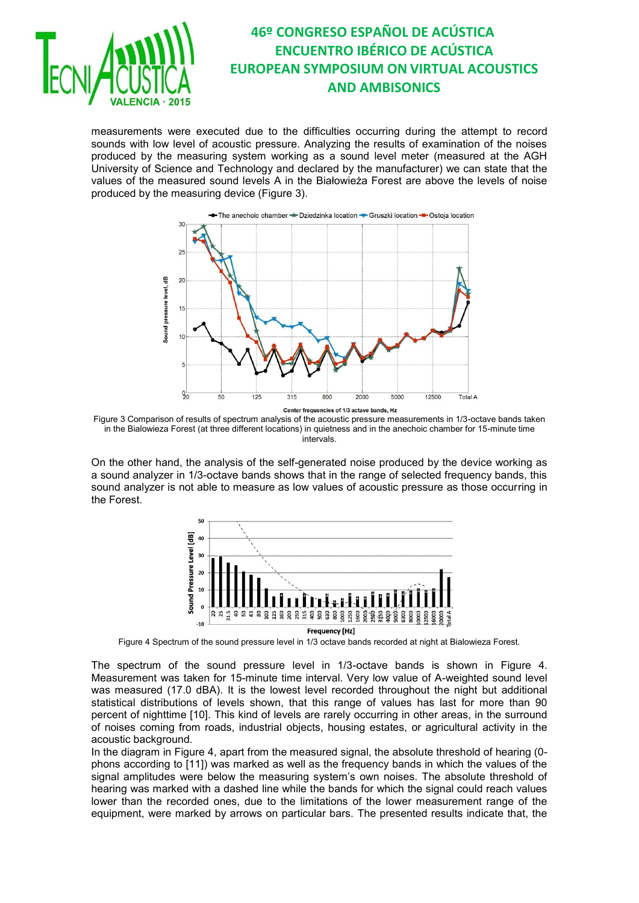measurements were executed due to the difficulties occurring during the attempt to record sounds with low level of acoustic pressure. Analyzing the results of examination of the noises produced by the measuring system working as a sound level meter (measured at the AGH University of Science and Technology and declared by the manufacturer) we can state that the values of the measured sound levels A in the Białowieża Forest are above the levels of noise produced by the measuring device (Figure 3).

The anechoic chamber, Dziedzinka location, Gruszki location, Ostoja location

Sound pressure level, dB

30
25
20
15
10
5
0

20 50 125 315 800 2000 5000 12500 Total A

Center frequencies of 1/3 actave bands, Hz

Figure 3 Comparison of results of spectrum analysis of the acoustic pressure measurements in 1/3-octave bands taken in the Bialowieza Forest (at three different locations) in quietness and in the anechoic chamber for 15-minute time intervals.

On the other hand, the analysis of the self-generated noise produced by the device working as a sound analyzer in 1/3-octave bands shows that in the range of selected frequency bands, this sound analyzer is not able to measure as low values of acoustic pressure as those occurring in the Forest.

Sound Pressure Level [dB]

50
40
30
20
10
0
-10

20 25 31.5 40 50 63 80 100 125 160 200 250 315 400 500 630 800 1000 1250 1600 2000 2500 3150 4000 5000 6300 8000 10000 12500 16000 20000 Total A

Frequency [Hz]

Figure 4 Spectrum of the sound pressure level in 1/3 octave bands recorded at night at Bialowieza Forest.

The spectrum of the sound pressure level in 1/3-octave bands is shown in Figure 4. Measurement was taken for 15-minute time interval. Very low value of A-weighted sound level was measured (17.0 dBA). It is the lowest level recorded throughout the night but additional statistical distributions of levels shown, that this range of values has last for more than 90 percent of nighttime [10]. This kind of levels are rarely occurring in other areas, in the surround of noises coming from roads, industrial objects, housing estates, or agricultural activity in the acoustic background.

In the diagram in Figure 4, apart from the measured signal, the absolute threshold of hearing (0-phons according to [11]) was marked as well as the frequency bands in which the values of the signal amplitudes were below the measuring system's own noises. The absolute threshold of hearing was marked with a dashed line while the bands for which the signal could reach values lower than the recorded ones, due to the limitations of the lower measurement range of the equipment, were marked by arrows on particular bars. The presented results indicate that, the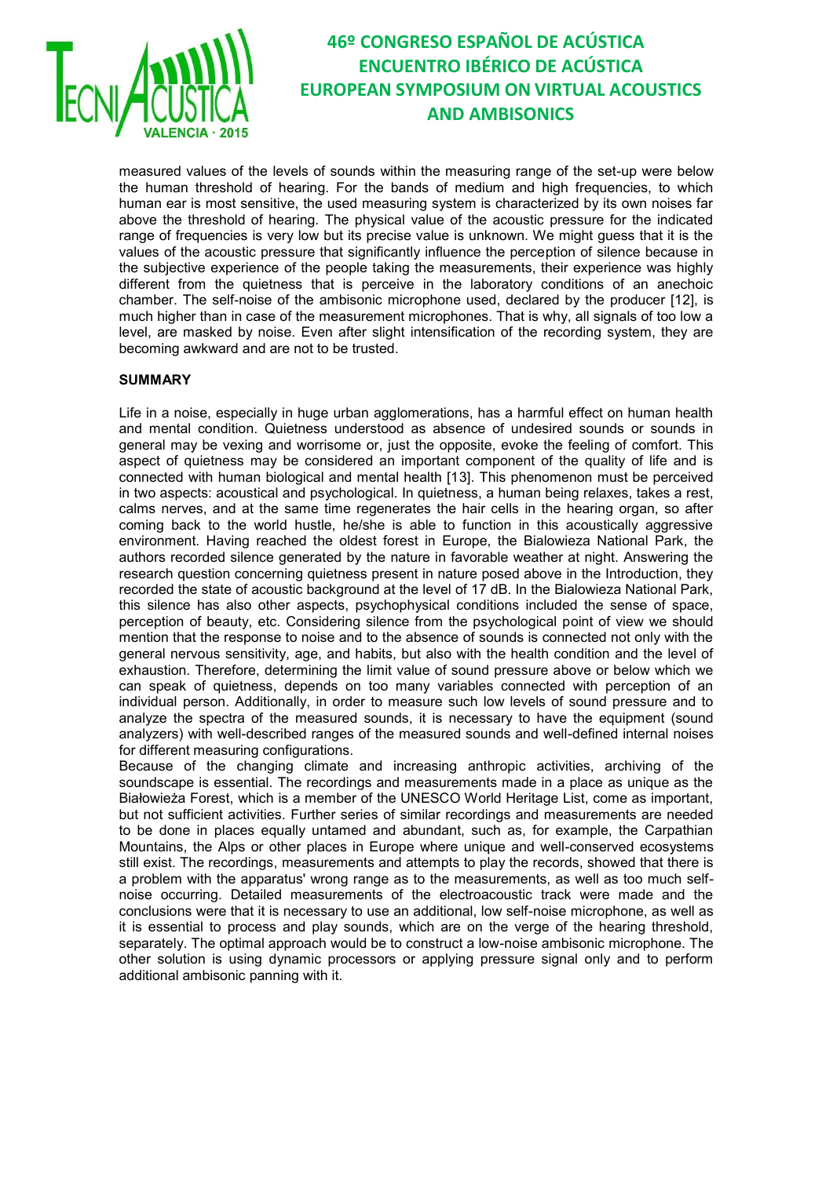measured values of the levels of sounds within the measuring range of the set-up were below the human threshold of hearing. For the bands of medium and high frequencies, to which human ear is most sensitive, the used measuring system is characterized by its own noises far above the threshold of hearing. The physical value of the acoustic pressure for the indicated range of frequencies is very low but its precise value is unknown. We might guess that it is the values of the acoustic pressure that significantly influence the perception of silence because in the subjective experience of the people taking the measurements, their experience was highly different from the quietness that is perceive in the laboratory conditions of an anechoic chamber. The self-noise of the ambisonic microphone used, declared by the producer [12], is much higher than in case of the measurement microphones. That is why, all signals of too low a level, are masked by noise. Even after slight intensification of the recording system, they are becoming awkward and are not to be trusted.

## SUMMARY

Life in a noise, especially in huge urban agglomerations, has a harmful effect on human health and mental condition. Quietness understood as absence of undesired sounds or sounds in general may be vexing and worrisome or, just the opposite, evoke the feeling of comfort. This aspect of quietness may be considered an important component of the quality of life and is connected with human biological and mental health [13]. This phenomenon must be perceived in two aspects: acoustical and psychological. In quietness, a human being relaxes, takes a rest, calms nerves, and at the same time regenerates the hair cells in the hearing organ, so after coming back to the world hustle, he/she is able to function in this acoustically aggressive environment. Having reached the oldest forest in Europe, the Bialowieza National Park, the authors recorded silence generated by the nature in favorable weather at night. Answering the research question concerning quietness present in nature posed above in the Introduction, they recorded the state of acoustic background at the level of 17 dB. In the Bialowieza National Park, this silence has also other aspects, psychophysical conditions included the sense of space, perception of beauty, etc. Considering silence from the psychological point of view we should mention that the response to noise and to the absence of sounds is connected not only with the general nervous sensitivity, age, and habits, but also with the health condition and the level of exhaustion. Therefore, determining the limit value of sound pressure above or below which we can speak of quietness, depends on too many variables connected with perception of an individual person. Additionally, in order to measure such low levels of sound pressure and to analyze the spectra of the measured sounds, it is necessary to have the equipment (sound analyzers) with well-described ranges of the measured sounds and well-defined internal noises for different measuring configurations.

Because of the changing climate and increasing anthropic activities, archiving of the soundscape is essential. The recordings and measurements made in a place as unique as the Białowieża Forest, which is a member of the UNESCO World Heritage List, come as important, but not sufficient activities. Further series of similar recordings and measurements are needed to be done in places equally untamed and abundant, such as, for example, the Carpathian Mountains, the Alps or other places in Europe where unique and well-conserved ecosystems still exist. The recordings, measurements and attempts to play the records, showed that there is a problem with the apparatus' wrong range as to the measurements, as well as too much self-noise occurring. Detailed measurements of the electroacoustic track were made and the conclusions were that it is necessary to use an additional, low self-noise microphone, as well as it is essential to process and play sounds, which are on the verge of the hearing threshold, separately. The optimal approach would be to construct a low-noise ambisonic microphone. The other solution is using dynamic processors or applying pressure signal only and to perform additional ambisonic panning with it.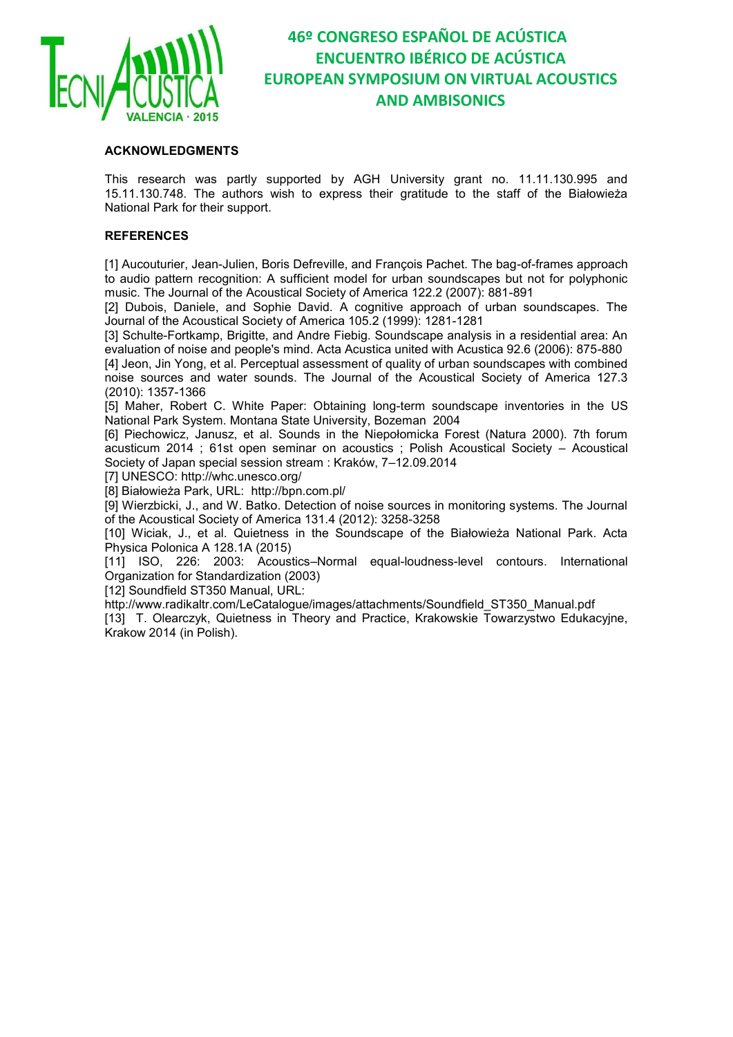## ACKNOWLEDGMENTS

This research was partly supported by AGH University grant no. 11.11.130.995 and 15.11.130.748. The authors wish to express their gratitude to the staff of the Białowieża National Park for their support.

## REFERENCES

[1] Aucouturier, Jean-Julien, Boris Defreville, and François Pachet. The bag-of-frames approach to audio pattern recognition: A sufficient model for urban soundscapes but not for polyphonic music. The Journal of the Acoustical Society of America 122.2 (2007): 881-891

[2] Dubois, Daniele, and Sophie David. A cognitive approach of urban soundscapes. The Journal of the Acoustical Society of America 105.2 (1999): 1281-1281

[3] Schulte-Fortkamp, Brigitte, and Andre Fiebig. Soundscape analysis in a residential area: An evaluation of noise and people's mind. Acta Acustica united with Acustica 92.6 (2006): 875-880

[4] Jeon, Jin Yong, et al. Perceptual assessment of quality of urban soundscapes with combined noise sources and water sounds. The Journal of the Acoustical Society of America 127.3 (2010): 1357-1366

[5] Maher, Robert C. White Paper: Obtaining long-term soundscape inventories in the US National Park System. Montana State University, Bozeman 2004

[6] Piechowicz, Janusz, et al. Sounds in the Niepołomicka Forest (Natura 2000). 7th forum acusticum 2014 ; 61st open seminar on acoustics ; Polish Acoustical Society – Acoustical Society of Japan special session stream : Kraków, 7–12.09.2014

[7] UNESCO: http://whc.unesco.org/

[8] Białowieża Park, URL: http://bpn.com.pl/

[9] Wierzbicki, J., and W. Batko. Detection of noise sources in monitoring systems. The Journal of the Acoustical Society of America 131.4 (2012): 3258-3258

[10] Wiciak, J., et al. Quietness in the Soundscape of the Białowieża National Park. Acta Physica Polonica A 128.1A (2015)

[11] ISO, 226: 2003: Acoustics–Normal equal-loudness-level contours. International Organization for Standardization (2003)

[12] Soundfield ST350 Manual, URL: http://www.radikaltr.com/LeCatalogue/images/attachments/Soundfield_ST350_Manual.pdf

[13] T. Olearczyk, Quietness in Theory and Practice, Krakowskie Towarzystwo Edukacyjne, Krakow 2014 (in Polish).